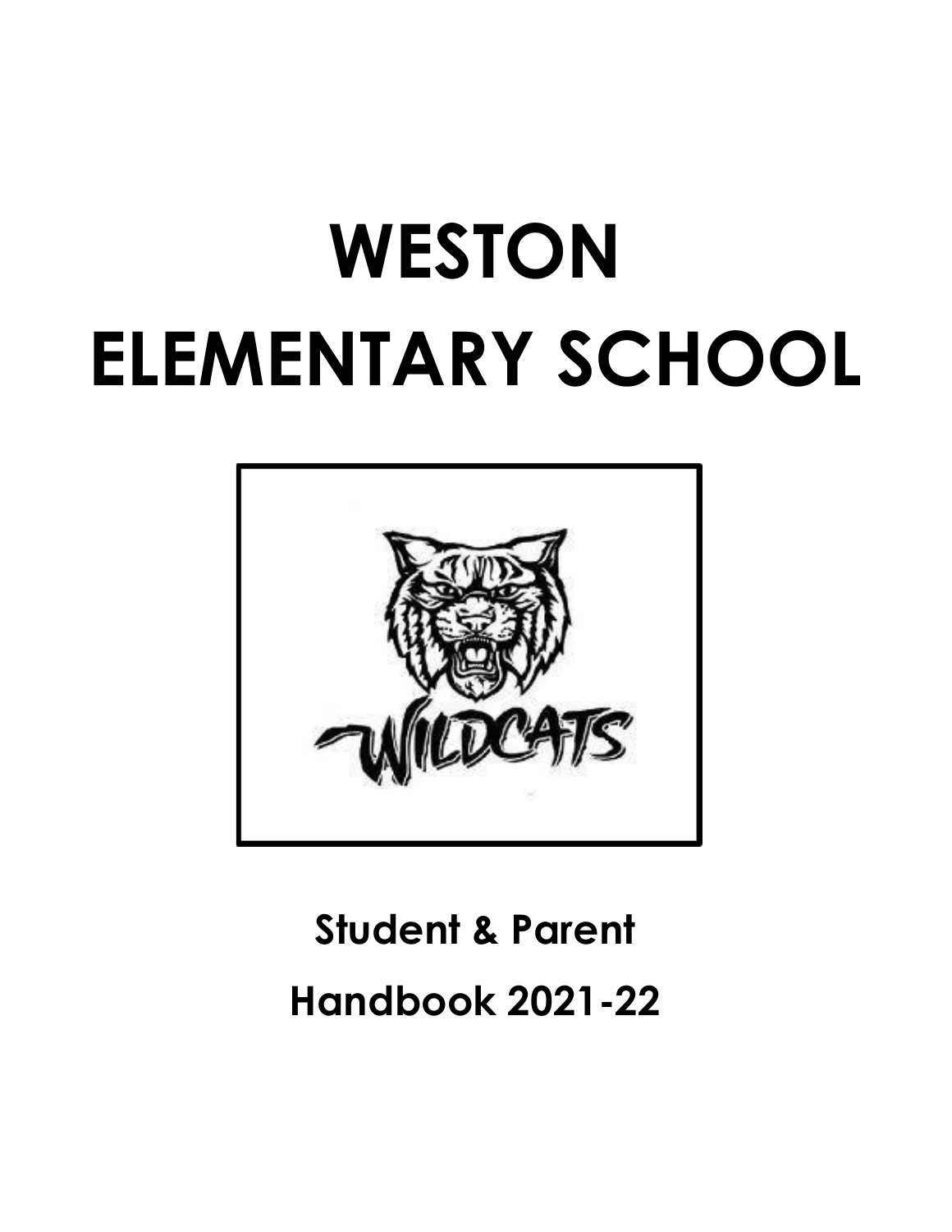# WESTON ELEMENTARY SCHOOL

**Student & Parent Handbook 2021-22**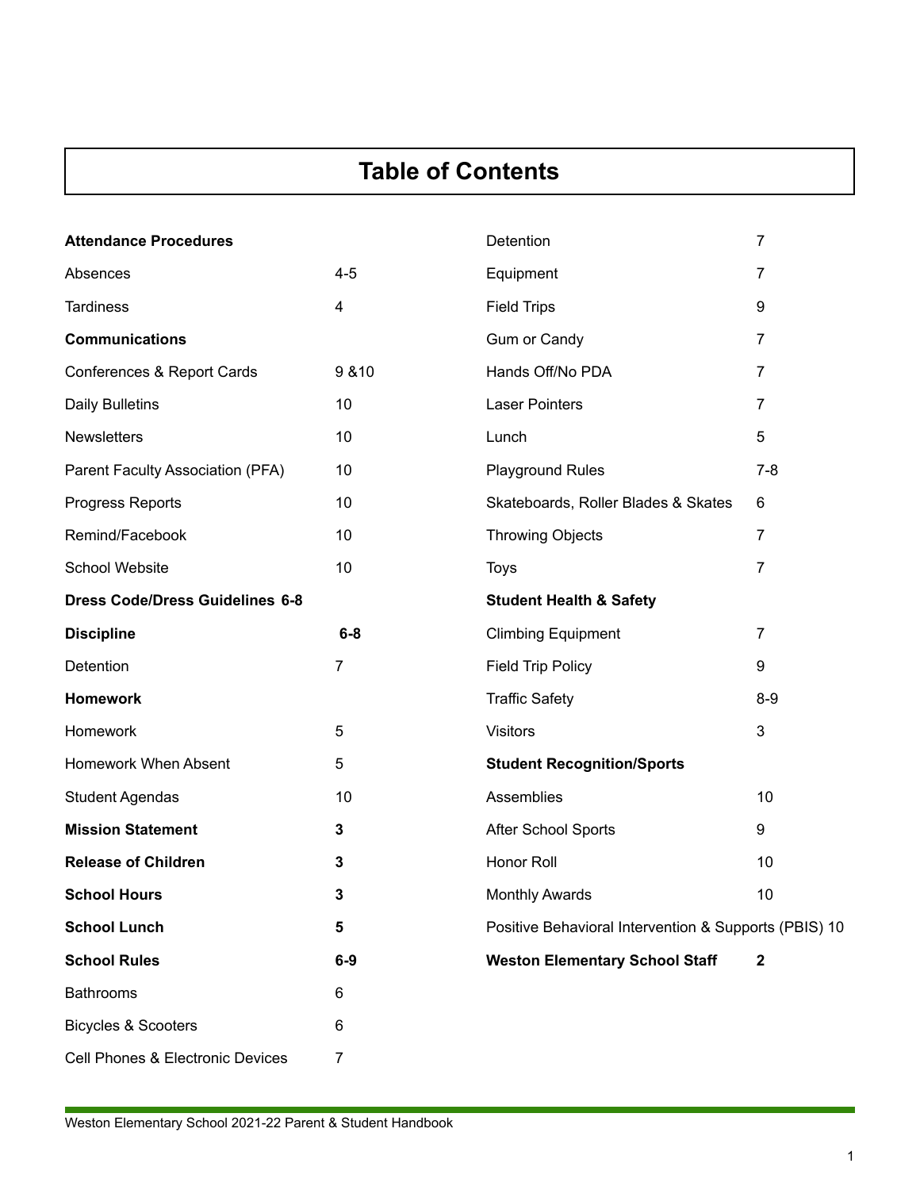# Table of Contents

| | |
|---|---|
| **Attendance Procedures** | |
| Absences | 4-5 |
| Tardiness | 4 |
| **Communications** | |
| Conferences & Report Cards | 9 &10 |
| Daily Bulletins | 10 |
| Newsletters | 10 |
| Parent Faculty Association (PFA) | 10 |
| Progress Reports | 10 |
| Remind/Facebook | 10 |
| School Website | 10 |
| **Dress Code/Dress Guidelines 6-8** | |
| **Discipline** | **6-8** |
| Detention | 7 |
| **Homework** | |
| Homework | 5 |
| Homework When Absent | 5 |
| Student Agendas | 10 |
| **Mission Statement** | **3** |
| **Release of Children** | **3** |
| **School Hours** | **3** |
| **School Lunch** | **5** |
| **School Rules** | **6-9** |
| Bathrooms | 6 |
| Bicycles & Scooters | 6 |
| Cell Phones & Electronic Devices | 7 |
| Detention | 7 |
| Equipment | 7 |
| Field Trips | 9 |
| Gum or Candy | 7 |
| Hands Off/No PDA | 7 |
| Laser Pointers | 7 |
| Lunch | 5 |
| Playground Rules | 7-8 |
| Skateboards, Roller Blades & Skates | 6 |
| Throwing Objects | 7 |
| Toys | 7 |
| **Student Health & Safety** | |
| Climbing Equipment | 7 |
| Field Trip Policy | 9 |
| Traffic Safety | 8-9 |
| Visitors | 3 |
| **Student Recognition/Sports** | |
| Assemblies | 10 |
| After School Sports | 9 |
| Honor Roll | 10 |
| Monthly Awards | 10 |
| Positive Behavioral Intervention & Supports (PBIS) | 10 |
| **Weston Elementary School Staff** | **2** |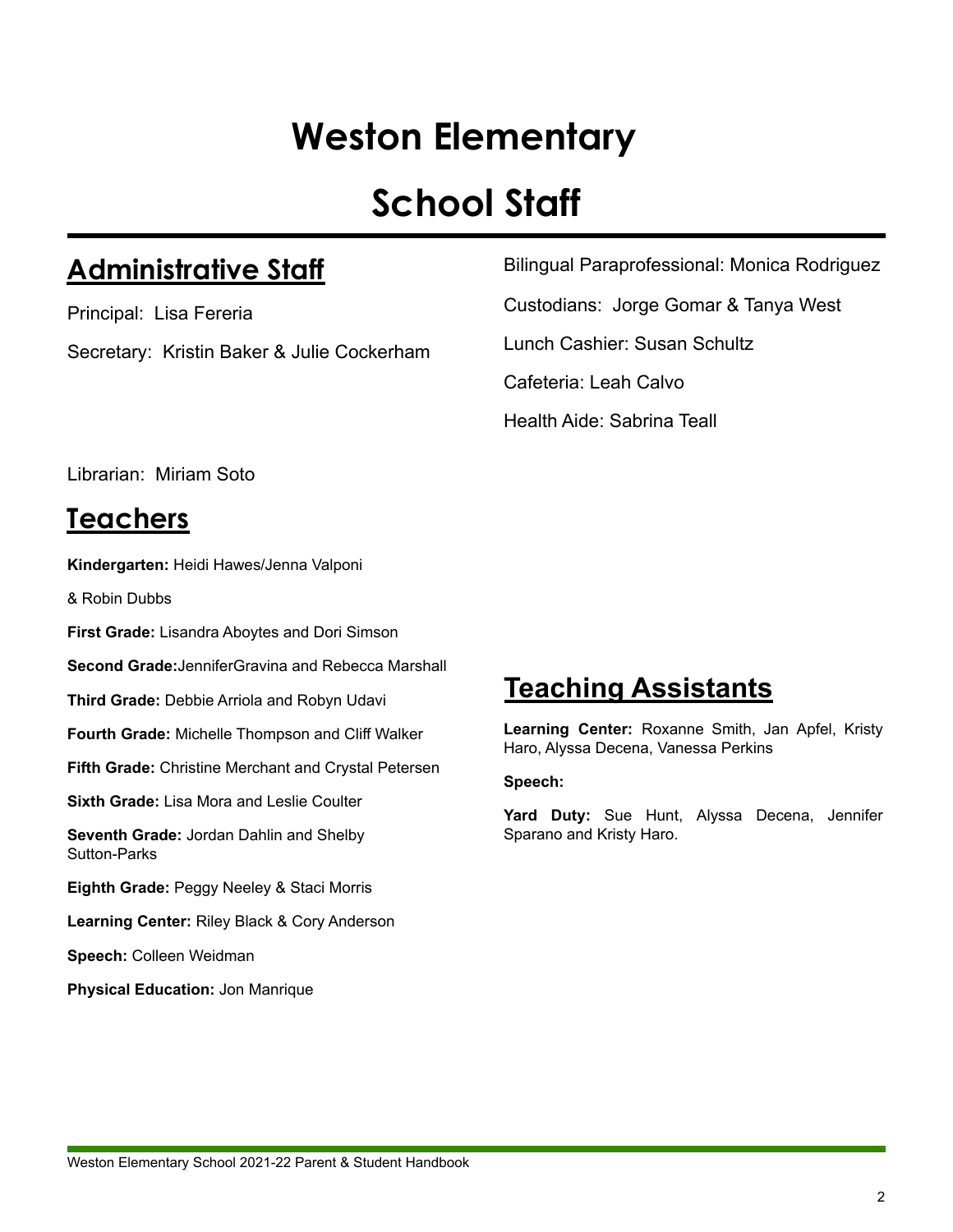# Weston Elementary

# School Staff

## Administrative Staff

Principal: Lisa Fereria

Secretary: Kristin Baker & Julie Cockerham

Bilingual Paraprofessional: Monica Rodriguez

Custodians: Jorge Gomar & Tanya West

Lunch Cashier: Susan Schultz

Cafeteria: Leah Calvo

Health Aide: Sabrina Teall

Librarian: Miriam Soto

## Teachers

**Kindergarten:** Heidi Hawes/Jenna Valponi & Robin Dubbs

**First Grade:** Lisandra Aboytes and Dori Simson

**Second Grade:**JenniferGravina and Rebecca Marshall

**Third Grade:** Debbie Arriola and Robyn Udavi

**Fourth Grade:** Michelle Thompson and Cliff Walker

**Fifth Grade:** Christine Merchant and Crystal Petersen

**Sixth Grade:** Lisa Mora and Leslie Coulter

**Seventh Grade:** Jordan Dahlin and Shelby Sutton-Parks

**Eighth Grade:** Peggy Neeley & Staci Morris

**Learning Center:** Riley Black & Cory Anderson

**Speech:** Colleen Weidman

**Physical Education:** Jon Manrique

## Teaching Assistants

**Learning Center:** Roxanne Smith, Jan Apfel, Kristy Haro, Alyssa Decena, Vanessa Perkins

**Speech:**

**Yard Duty:** Sue Hunt, Alyssa Decena, Jennifer Sparano and Kristy Haro.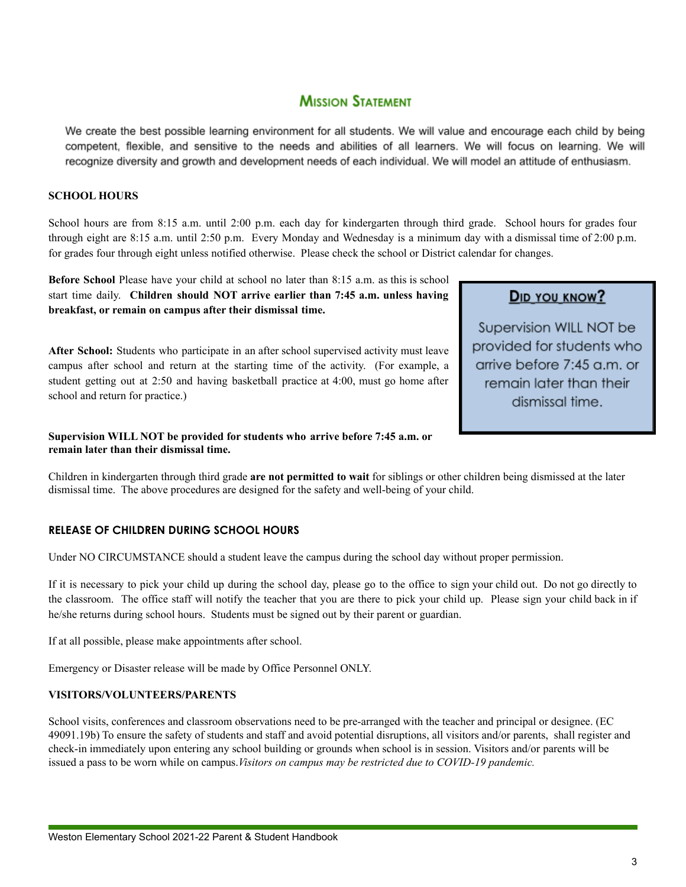## Mission Statement

We create the best possible learning environment for all students. We will value and encourage each child by being competent, flexible, and sensitive to the needs and abilities of all learners. We will focus on learning. We will recognize diversity and growth and development needs of each individual. We will model an attitude of enthusiasm.

### SCHOOL HOURS

School hours are from 8:15 a.m. until 2:00 p.m. each day for kindergarten through third grade. School hours for grades four through eight are 8:15 a.m. until 2:50 p.m. Every Monday and Wednesday is a minimum day with a dismissal time of 2:00 p.m. for grades four through eight unless notified otherwise. Please check the school or District calendar for changes.

**Before School** Please have your child at school no later than 8:15 a.m. as this is school start time daily. **Children should NOT arrive earlier than 7:45 a.m. unless having breakfast, or remain on campus after their dismissal time.**

**After School:** Students who participate in an after school supervised activity must leave campus after school and return at the starting time of the activity. (For example, a student getting out at 2:50 and having basketball practice at 4:00, must go home after school and return for practice.)

> **Did you know?**
>
> Supervision WILL NOT be provided for students who arrive before 7:45 a.m. or remain later than their dismissal time.

**Supervision WILL NOT be provided for students who arrive before 7:45 a.m. or remain later than their dismissal time.**

Children in kindergarten through third grade **are not permitted to wait** for siblings or other children being dismissed at the later dismissal time. The above procedures are designed for the safety and well-being of your child.

### RELEASE OF CHILDREN DURING SCHOOL HOURS

Under NO CIRCUMSTANCE should a student leave the campus during the school day without proper permission.

If it is necessary to pick your child up during the school day, please go to the office to sign your child out. Do not go directly to the classroom. The office staff will notify the teacher that you are there to pick your child up. Please sign your child back in if he/she returns during school hours. Students must be signed out by their parent or guardian.

If at all possible, please make appointments after school.

Emergency or Disaster release will be made by Office Personnel ONLY.

### VISITORS/VOLUNTEERS/PARENTS

School visits, conferences and classroom observations need to be pre-arranged with the teacher and principal or designee. (EC 49091.19b) To ensure the safety of students and staff and avoid potential disruptions, all visitors and/or parents, shall register and check-in immediately upon entering any school building or grounds when school is in session. Visitors and/or parents will be issued a pass to be worn while on campus. *Visitors on campus may be restricted due to COVID-19 pandemic.*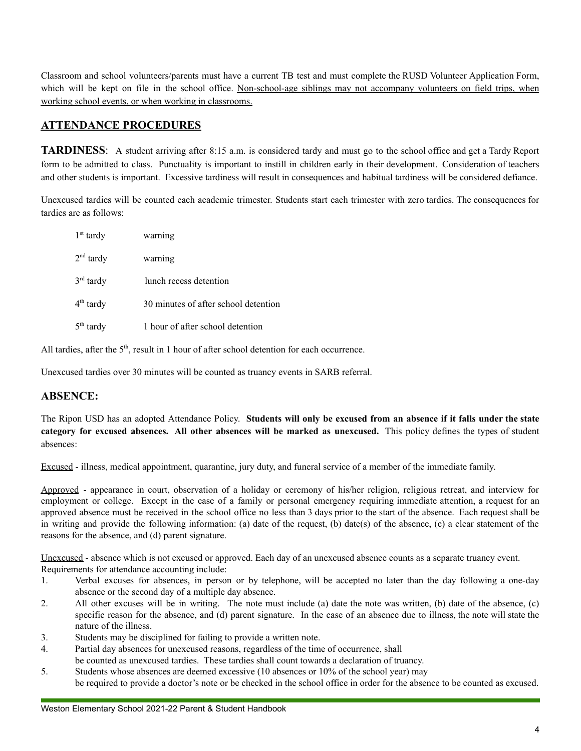Classroom and school volunteers/parents must have a current TB test and must complete the RUSD Volunteer Application Form, which will be kept on file in the school office. <u>Non-school-age siblings may not accompany volunteers on field trips, when working school events, or when working in classrooms.</u>

## ATTENDANCE PROCEDURES

**TARDINESS**: A student arriving after 8:15 a.m. is considered tardy and must go to the school office and get a Tardy Report form to be admitted to class. Punctuality is important to instill in children early in their development. Consideration of teachers and other students is important. Excessive tardiness will result in consequences and habitual tardiness will be considered defiance.

Unexcused tardies will be counted each academic trimester. Students start each trimester with zero tardies. The consequences for tardies are as follows:

| | |
|---|---|
| 1st tardy | warning |
| 2nd tardy | warning |
| 3rd tardy | lunch recess detention |
| 4th tardy | 30 minutes of after school detention |
| 5th tardy | 1 hour of after school detention |

All tardies, after the 5th, result in 1 hour of after school detention for each occurrence.

Unexcused tardies over 30 minutes will be counted as truancy events in SARB referral.

### ABSENCE:

The Ripon USD has an adopted Attendance Policy. **Students will only be excused from an absence if it falls under the state category for excused absences. All other absences will be marked as unexcused.** This policy defines the types of student absences:

<u>Excused</u> - illness, medical appointment, quarantine, jury duty, and funeral service of a member of the immediate family.

<u>Approved</u> - appearance in court, observation of a holiday or ceremony of his/her religion, religious retreat, and interview for employment or college. Except in the case of a family or personal emergency requiring immediate attention, a request for an approved absence must be received in the school office no less than 3 days prior to the start of the absence. Each request shall be in writing and provide the following information: (a) date of the request, (b) date(s) of the absence, (c) a clear statement of the reasons for the absence, and (d) parent signature.

<u>Unexcused</u> - absence which is not excused or approved. Each day of an unexcused absence counts as a separate truancy event.
Requirements for attendance accounting include:

1. Verbal excuses for absences, in person or by telephone, will be accepted no later than the day following a one-day absence or the second day of a multiple day absence.
2. All other excuses will be in writing. The note must include (a) date the note was written, (b) date of the absence, (c) specific reason for the absence, and (d) parent signature. In the case of an absence due to illness, the note will state the nature of the illness.
3. Students may be disciplined for failing to provide a written note.
4. Partial day absences for unexcused reasons, regardless of the time of occurrence, shall be counted as unexcused tardies. These tardies shall count towards a declaration of truancy.
5. Students whose absences are deemed excessive (10 absences or 10% of the school year) may be required to provide a doctor's note or be checked in the school office in order for the absence to be counted as excused.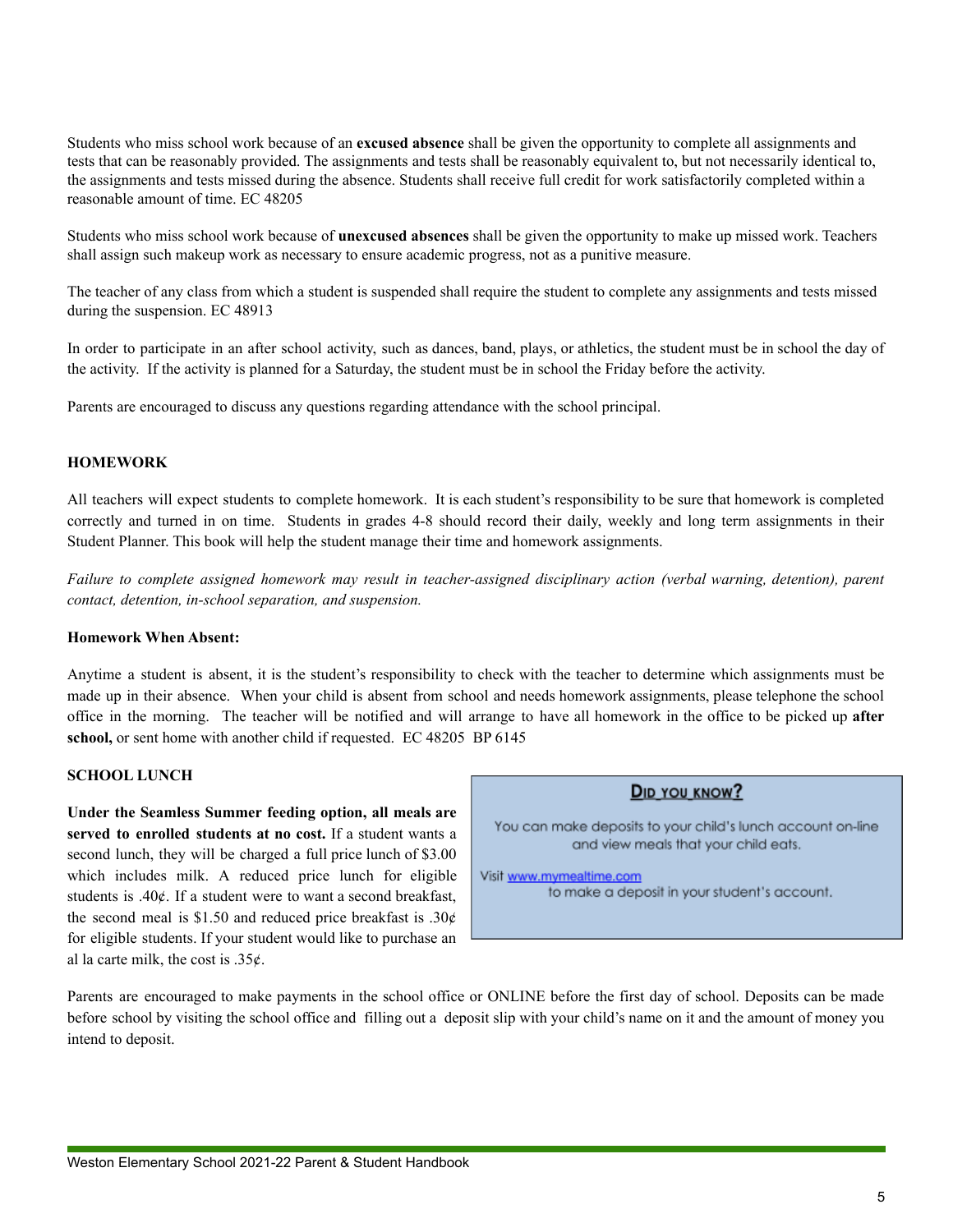Students who miss school work because of an **excused absence** shall be given the opportunity to complete all assignments and tests that can be reasonably provided. The assignments and tests shall be reasonably equivalent to, but not necessarily identical to, the assignments and tests missed during the absence. Students shall receive full credit for work satisfactorily completed within a reasonable amount of time. EC 48205

Students who miss school work because of **unexcused absences** shall be given the opportunity to make up missed work. Teachers shall assign such makeup work as necessary to ensure academic progress, not as a punitive measure.

The teacher of any class from which a student is suspended shall require the student to complete any assignments and tests missed during the suspension. EC 48913

In order to participate in an after school activity, such as dances, band, plays, or athletics, the student must be in school the day of the activity. If the activity is planned for a Saturday, the student must be in school the Friday before the activity.

Parents are encouraged to discuss any questions regarding attendance with the school principal.

## HOMEWORK

All teachers will expect students to complete homework. It is each student's responsibility to be sure that homework is completed correctly and turned in on time. Students in grades 4-8 should record their daily, weekly and long term assignments in their Student Planner. This book will help the student manage their time and homework assignments.

*Failure to complete assigned homework may result in teacher-assigned disciplinary action (verbal warning, detention), parent contact, detention, in-school separation, and suspension.*

### Homework When Absent:

Anytime a student is absent, it is the student's responsibility to check with the teacher to determine which assignments must be made up in their absence. When your child is absent from school and needs homework assignments, please telephone the school office in the morning. The teacher will be notified and will arrange to have all homework in the office to be picked up **after school,** or sent home with another child if requested. EC 48205 BP 6145

## SCHOOL LUNCH

**Under the Seamless Summer feeding option, all meals are served to enrolled students at no cost.** If a student wants a second lunch, they will be charged a full price lunch of $3.00 which includes milk. A reduced price lunch for eligible students is .40¢. If a student were to want a second breakfast, the second meal is $1.50 and reduced price breakfast is .30¢ for eligible students. If your student would like to purchase an al la carte milk, the cost is .35¢.

> **DID YOU KNOW?**
>
> You can make deposits to your child's lunch account on-line and view meals that your child eats.
>
> Visit www.mymealtime.com to make a deposit in your student's account.

Parents are encouraged to make payments in the school office or ONLINE before the first day of school. Deposits can be made before school by visiting the school office and filling out a deposit slip with your child's name on it and the amount of money you intend to deposit.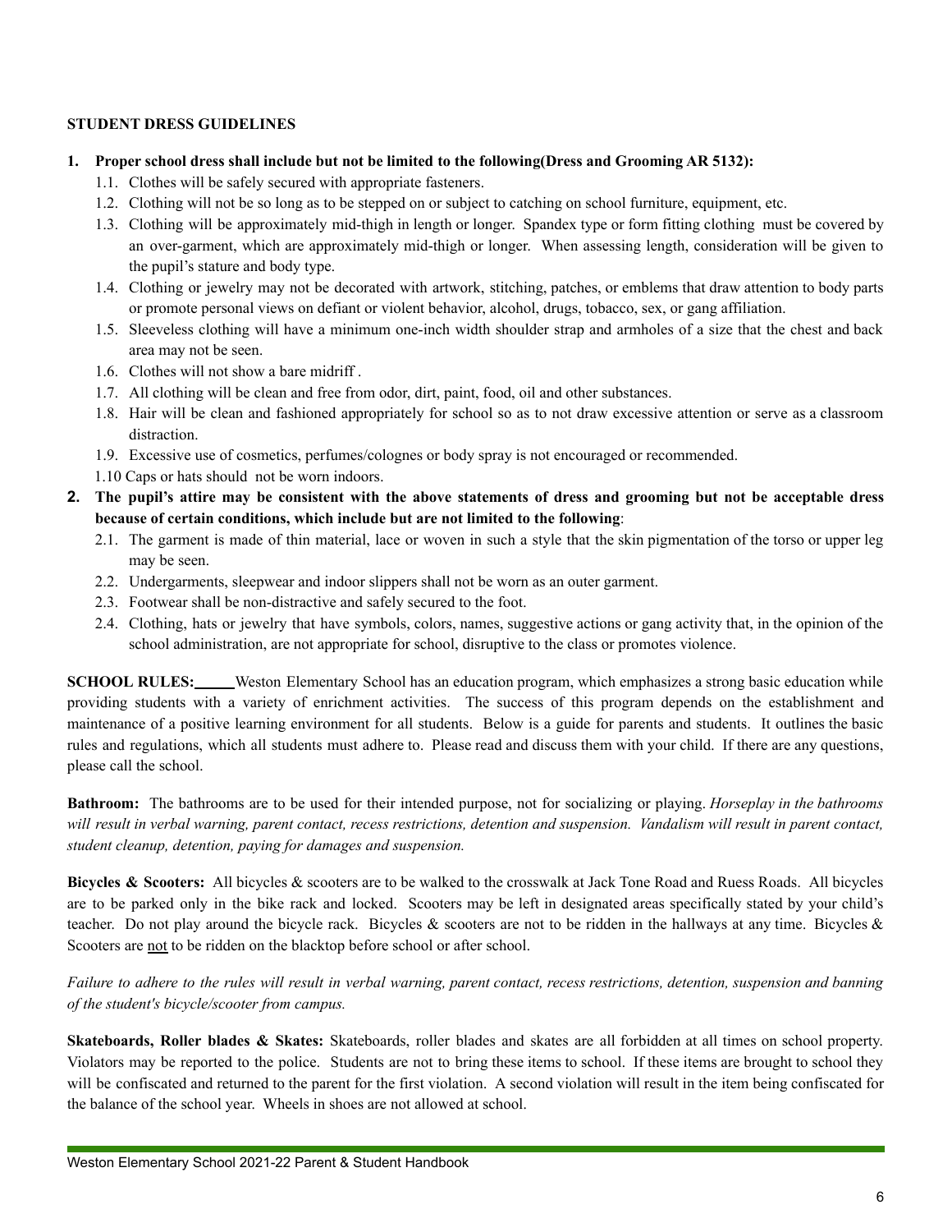**STUDENT DRESS GUIDELINES**

1. **Proper school dress shall include but not be limited to the following(Dress and Grooming AR 5132):**
   - 1.1. Clothes will be safely secured with appropriate fasteners.
   - 1.2. Clothing will not be so long as to be stepped on or subject to catching on school furniture, equipment, etc.
   - 1.3. Clothing will be approximately mid-thigh in length or longer. Spandex type or form fitting clothing must be covered by an over-garment, which are approximately mid-thigh or longer. When assessing length, consideration will be given to the pupil's stature and body type.
   - 1.4. Clothing or jewelry may not be decorated with artwork, stitching, patches, or emblems that draw attention to body parts or promote personal views on defiant or violent behavior, alcohol, drugs, tobacco, sex, or gang affiliation.
   - 1.5. Sleeveless clothing will have a minimum one-inch width shoulder strap and armholes of a size that the chest and back area may not be seen.
   - 1.6. Clothes will not show a bare midriff .
   - 1.7. All clothing will be clean and free from odor, dirt, paint, food, oil and other substances.
   - 1.8. Hair will be clean and fashioned appropriately for school so as to not draw excessive attention or serve as a classroom distraction.
   - 1.9. Excessive use of cosmetics, perfumes/colognes or body spray is not encouraged or recommended.
   - 1.10 Caps or hats should not be worn indoors.
2. **The pupil's attire may be consistent with the above statements of dress and grooming but not be acceptable dress because of certain conditions, which include but are not limited to the following**:
   - 2.1. The garment is made of thin material, lace or woven in such a style that the skin pigmentation of the torso or upper leg may be seen.
   - 2.2. Undergarments, sleepwear and indoor slippers shall not be worn as an outer garment.
   - 2.3. Footwear shall be non-distractive and safely secured to the foot.
   - 2.4. Clothing, hats or jewelry that have symbols, colors, names, suggestive actions or gang activity that, in the opinion of the school administration, are not appropriate for school, disruptive to the class or promotes violence.

**SCHOOL RULES:** Weston Elementary School has an education program, which emphasizes a strong basic education while providing students with a variety of enrichment activities. The success of this program depends on the establishment and maintenance of a positive learning environment for all students. Below is a guide for parents and students. It outlines the basic rules and regulations, which all students must adhere to. Please read and discuss them with your child. If there are any questions, please call the school.

**Bathroom:** The bathrooms are to be used for their intended purpose, not for socializing or playing. *Horseplay in the bathrooms will result in verbal warning, parent contact, recess restrictions, detention and suspension. Vandalism will result in parent contact, student cleanup, detention, paying for damages and suspension.*

**Bicycles & Scooters:** All bicycles & scooters are to be walked to the crosswalk at Jack Tone Road and Ruess Roads. All bicycles are to be parked only in the bike rack and locked. Scooters may be left in designated areas specifically stated by your child's teacher. Do not play around the bicycle rack. Bicycles & scooters are not to be ridden in the hallways at any time. Bicycles & Scooters are not to be ridden on the blacktop before school or after school.

*Failure to adhere to the rules will result in verbal warning, parent contact, recess restrictions, detention, suspension and banning of the student's bicycle/scooter from campus.*

**Skateboards, Roller blades & Skates:** Skateboards, roller blades and skates are all forbidden at all times on school property. Violators may be reported to the police. Students are not to bring these items to school. If these items are brought to school they will be confiscated and returned to the parent for the first violation. A second violation will result in the item being confiscated for the balance of the school year. Wheels in shoes are not allowed at school.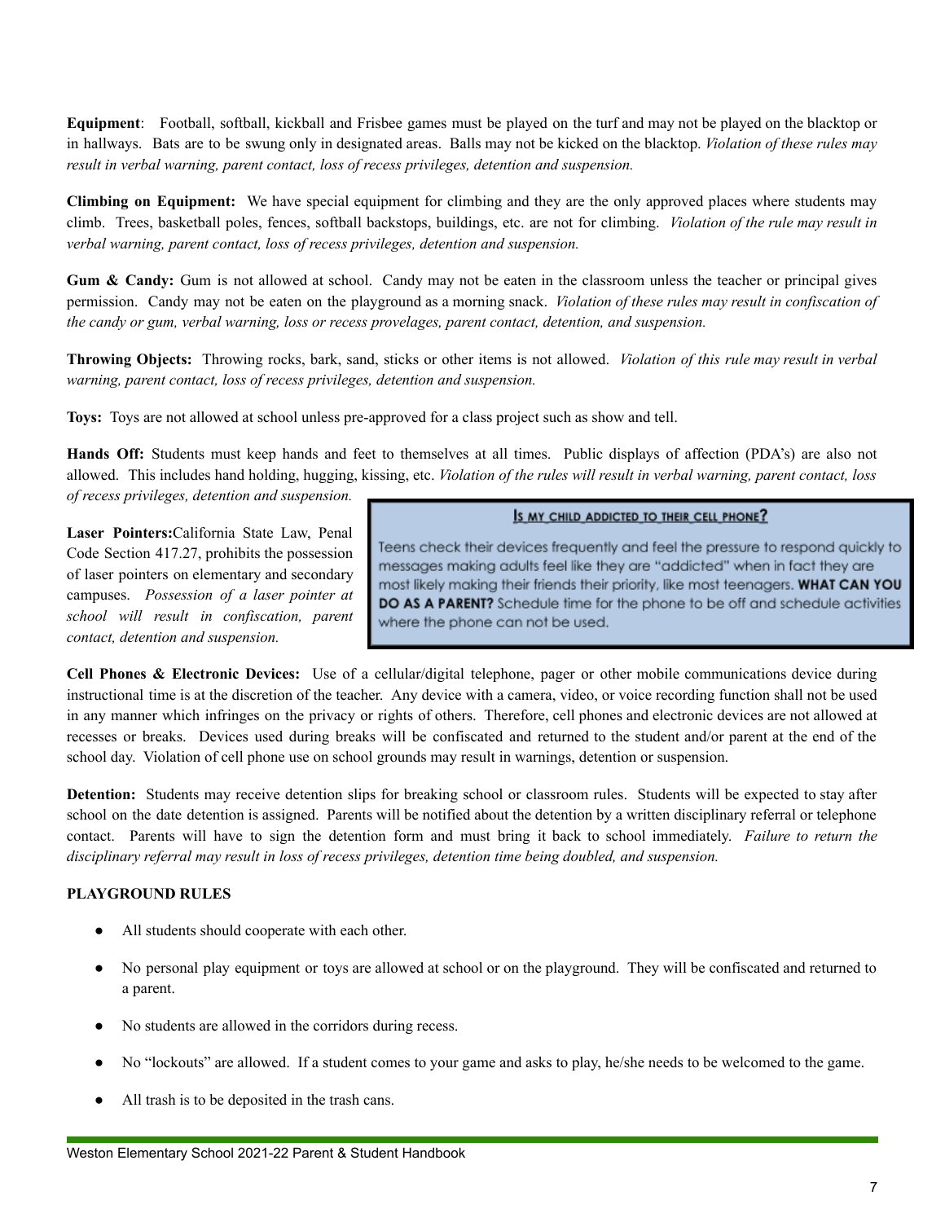**Equipment**: Football, softball, kickball and Frisbee games must be played on the turf and may not be played on the blacktop or in hallways. Bats are to be swung only in designated areas. Balls may not be kicked on the blacktop. *Violation of these rules may result in verbal warning, parent contact, loss of recess privileges, detention and suspension.*

**Climbing on Equipment:** We have special equipment for climbing and they are the only approved places where students may climb. Trees, basketball poles, fences, softball backstops, buildings, etc. are not for climbing. *Violation of the rule may result in verbal warning, parent contact, loss of recess privileges, detention and suspension.*

**Gum & Candy:** Gum is not allowed at school. Candy may not be eaten in the classroom unless the teacher or principal gives permission. Candy may not be eaten on the playground as a morning snack. *Violation of these rules may result in confiscation of the candy or gum, verbal warning, loss or recess provelages, parent contact, detention, and suspension.*

**Throwing Objects:** Throwing rocks, bark, sand, sticks or other items is not allowed. *Violation of this rule may result in verbal warning, parent contact, loss of recess privileges, detention and suspension.*

**Toys:** Toys are not allowed at school unless pre-approved for a class project such as show and tell.

**Hands Off:** Students must keep hands and feet to themselves at all times. Public displays of affection (PDA's) are also not allowed. This includes hand holding, hugging, kissing, etc. *Violation of the rules will result in verbal warning, parent contact, loss of recess privileges, detention and suspension.*

**Laser Pointers:**California State Law, Penal Code Section 417.27, prohibits the possession of laser pointers on elementary and secondary campuses. *Possession of a laser pointer at school will result in confiscation, parent contact, detention and suspension.*

> **Is my child addicted to their cell phone?**
>
> Teens check their devices frequently and feel the pressure to respond quickly to messages making adults feel like they are "addicted" when in fact they are most likely making their friends their priority, like most teenagers. **WHAT CAN YOU DO AS A PARENT?** Schedule time for the phone to be off and schedule activities where the phone can not be used.

**Cell Phones & Electronic Devices:** Use of a cellular/digital telephone, pager or other mobile communications device during instructional time is at the discretion of the teacher. Any device with a camera, video, or voice recording function shall not be used in any manner which infringes on the privacy or rights of others. Therefore, cell phones and electronic devices are not allowed at recesses or breaks. Devices used during breaks will be confiscated and returned to the student and/or parent at the end of the school day. Violation of cell phone use on school grounds may result in warnings, detention or suspension.

**Detention:** Students may receive detention slips for breaking school or classroom rules. Students will be expected to stay after school on the date detention is assigned. Parents will be notified about the detention by a written disciplinary referral or telephone contact. Parents will have to sign the detention form and must bring it back to school immediately. *Failure to return the disciplinary referral may result in loss of recess privileges, detention time being doubled, and suspension.*

**PLAYGROUND RULES**

- All students should cooperate with each other.
- No personal play equipment or toys are allowed at school or on the playground. They will be confiscated and returned to a parent.
- No students are allowed in the corridors during recess.
- No "lockouts" are allowed. If a student comes to your game and asks to play, he/she needs to be welcomed to the game.
- All trash is to be deposited in the trash cans.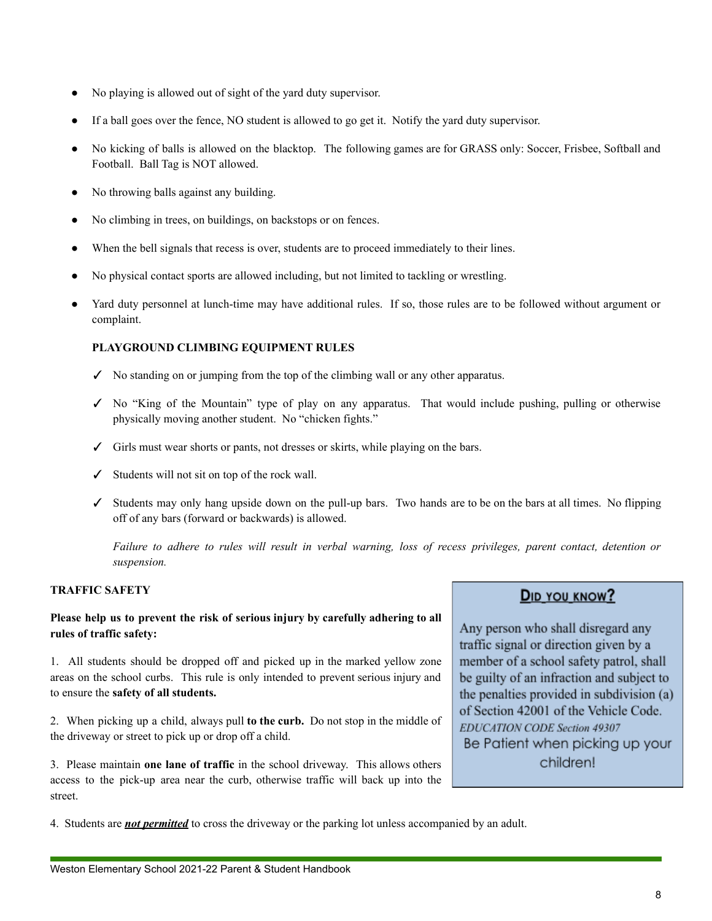- No playing is allowed out of sight of the yard duty supervisor.
- If a ball goes over the fence, NO student is allowed to go get it. Notify the yard duty supervisor.
- No kicking of balls is allowed on the blacktop. The following games are for GRASS only: Soccer, Frisbee, Softball and Football. Ball Tag is NOT allowed.
- No throwing balls against any building.
- No climbing in trees, on buildings, on backstops or on fences.
- When the bell signals that recess is over, students are to proceed immediately to their lines.
- No physical contact sports are allowed including, but not limited to tackling or wrestling.
- Yard duty personnel at lunch-time may have additional rules. If so, those rules are to be followed without argument or complaint.

**PLAYGROUND CLIMBING EQUIPMENT RULES**

✓ No standing on or jumping from the top of the climbing wall or any other apparatus.

✓ No "King of the Mountain" type of play on any apparatus. That would include pushing, pulling or otherwise physically moving another student. No "chicken fights."

✓ Girls must wear shorts or pants, not dresses or skirts, while playing on the bars.

✓ Students will not sit on top of the rock wall.

✓ Students may only hang upside down on the pull-up bars. Two hands are to be on the bars at all times. No flipping off of any bars (forward or backwards) is allowed.

*Failure to adhere to rules will result in verbal warning, loss of recess privileges, parent contact, detention or suspension.*

**TRAFFIC SAFETY**

**Please help us to prevent the risk of serious injury by carefully adhering to all rules of traffic safety:**

1. All students should be dropped off and picked up in the marked yellow zone areas on the school curbs. This rule is only intended to prevent serious injury and to ensure the **safety of all students.**

2. When picking up a child, always pull **to the curb.** Do not stop in the middle of the driveway or street to pick up or drop off a child.

3. Please maintain **one lane of traffic** in the school driveway. This allows others access to the pick-up area near the curb, otherwise traffic will back up into the street.

4. Students are ***not permitted*** to cross the driveway or the parking lot unless accompanied by an adult.

**DID YOU KNOW?**

Any person who shall disregard any traffic signal or direction given by a member of a school safety patrol, shall be guilty of an infraction and subject to the penalties provided in subdivision (a) of Section 42001 of the Vehicle Code.

*EDUCATION CODE Section 49307*

Be Patient when picking up your children!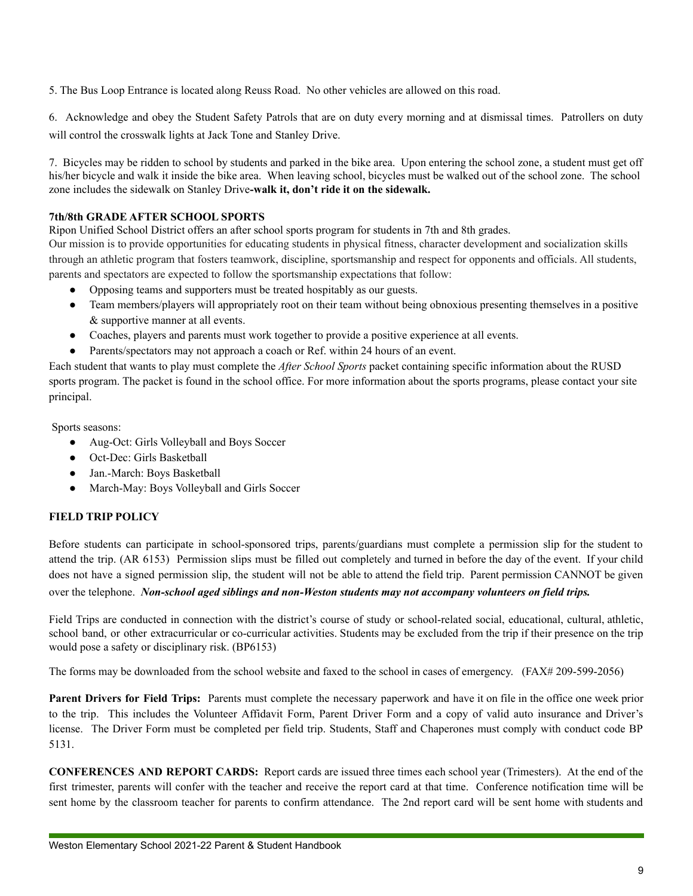5. The Bus Loop Entrance is located along Reuss Road. No other vehicles are allowed on this road.

6. Acknowledge and obey the Student Safety Patrols that are on duty every morning and at dismissal times. Patrollers on duty will control the crosswalk lights at Jack Tone and Stanley Drive.

7. Bicycles may be ridden to school by students and parked in the bike area. Upon entering the school zone, a student must get off his/her bicycle and walk it inside the bike area. When leaving school, bicycles must be walked out of the school zone. The school zone includes the sidewalk on Stanley Drive**-walk it, don't ride it on the sidewalk.**

**7th/8th GRADE AFTER SCHOOL SPORTS**

Ripon Unified School District offers an after school sports program for students in 7th and 8th grades.
Our mission is to provide opportunities for educating students in physical fitness, character development and socialization skills through an athletic program that fosters teamwork, discipline, sportsmanship and respect for opponents and officials. All students, parents and spectators are expected to follow the sportsmanship expectations that follow:

- Opposing teams and supporters must be treated hospitably as our guests.
- Team members/players will appropriately root on their team without being obnoxious presenting themselves in a positive & supportive manner at all events.
- Coaches, players and parents must work together to provide a positive experience at all events.
- Parents/spectators may not approach a coach or Ref. within 24 hours of an event.

Each student that wants to play must complete the *After School Sports* packet containing specific information about the RUSD sports program. The packet is found in the school office. For more information about the sports programs, please contact your site principal.

Sports seasons:

- Aug-Oct: Girls Volleyball and Boys Soccer
- Oct-Dec: Girls Basketball
- Jan.-March: Boys Basketball
- March-May: Boys Volleyball and Girls Soccer

**FIELD TRIP POLICY**

Before students can participate in school-sponsored trips, parents/guardians must complete a permission slip for the student to attend the trip. (AR 6153) Permission slips must be filled out completely and turned in before the day of the event. If your child does not have a signed permission slip, the student will not be able to attend the field trip. Parent permission CANNOT be given over the telephone. ***Non-school aged siblings and non-Weston students may not accompany volunteers on field trips.***

Field Trips are conducted in connection with the district's course of study or school-related social, educational, cultural, athletic, school band, or other extracurricular or co-curricular activities. Students may be excluded from the trip if their presence on the trip would pose a safety or disciplinary risk. (BP6153)

The forms may be downloaded from the school website and faxed to the school in cases of emergency. (FAX# 209-599-2056)

**Parent Drivers for Field Trips:** Parents must complete the necessary paperwork and have it on file in the office one week prior to the trip. This includes the Volunteer Affidavit Form, Parent Driver Form and a copy of valid auto insurance and Driver's license. The Driver Form must be completed per field trip. Students, Staff and Chaperones must comply with conduct code BP 5131.

**CONFERENCES AND REPORT CARDS:** Report cards are issued three times each school year (Trimesters). At the end of the first trimester, parents will confer with the teacher and receive the report card at that time. Conference notification time will be sent home by the classroom teacher for parents to confirm attendance. The 2nd report card will be sent home with students and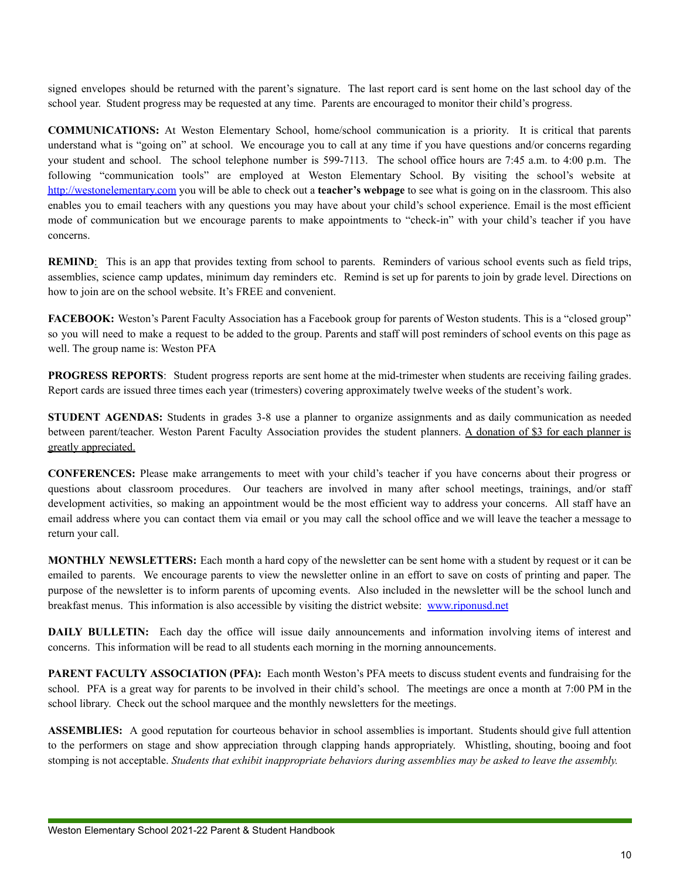signed envelopes should be returned with the parent's signature. The last report card is sent home on the last school day of the school year. Student progress may be requested at any time. Parents are encouraged to monitor their child's progress.

**COMMUNICATIONS:** At Weston Elementary School, home/school communication is a priority. It is critical that parents understand what is "going on" at school. We encourage you to call at any time if you have questions and/or concerns regarding your student and school. The school telephone number is 599-7113. The school office hours are 7:45 a.m. to 4:00 p.m. The following "communication tools" are employed at Weston Elementary School. By visiting the school's website at [http://westonelementary.com](http://westonelementary.com) you will be able to check out a **teacher's webpage** to see what is going on in the classroom. This also enables you to email teachers with any questions you may have about your child's school experience. Email is the most efficient mode of communication but we encourage parents to make appointments to "check-in" with your child's teacher if you have concerns.

**REMIND**: This is an app that provides texting from school to parents. Reminders of various school events such as field trips, assemblies, science camp updates, minimum day reminders etc. Remind is set up for parents to join by grade level. Directions on how to join are on the school website. It's FREE and convenient.

**FACEBOOK:** Weston's Parent Faculty Association has a Facebook group for parents of Weston students. This is a "closed group" so you will need to make a request to be added to the group. Parents and staff will post reminders of school events on this page as well. The group name is: Weston PFA

**PROGRESS REPORTS**: Student progress reports are sent home at the mid-trimester when students are receiving failing grades. Report cards are issued three times each year (trimesters) covering approximately twelve weeks of the student's work.

**STUDENT AGENDAS:** Students in grades 3-8 use a planner to organize assignments and as daily communication as needed between parent/teacher. Weston Parent Faculty Association provides the student planners. <u>A donation of $3 for each planner is greatly appreciated.</u>

**CONFERENCES:** Please make arrangements to meet with your child's teacher if you have concerns about their progress or questions about classroom procedures. Our teachers are involved in many after school meetings, trainings, and/or staff development activities, so making an appointment would be the most efficient way to address your concerns. All staff have an email address where you can contact them via email or you may call the school office and we will leave the teacher a message to return your call.

**MONTHLY NEWSLETTERS:** Each month a hard copy of the newsletter can be sent home with a student by request or it can be emailed to parents. We encourage parents to view the newsletter online in an effort to save on costs of printing and paper. The purpose of the newsletter is to inform parents of upcoming events. Also included in the newsletter will be the school lunch and breakfast menus. This information is also accessible by visiting the district website: [www.riponusd.net](http://www.riponusd.net)

**DAILY BULLETIN:** Each day the office will issue daily announcements and information involving items of interest and concerns. This information will be read to all students each morning in the morning announcements.

**PARENT FACULTY ASSOCIATION (PFA):** Each month Weston's PFA meets to discuss student events and fundraising for the school. PFA is a great way for parents to be involved in their child's school. The meetings are once a month at 7:00 PM in the school library. Check out the school marquee and the monthly newsletters for the meetings.

**ASSEMBLIES:** A good reputation for courteous behavior in school assemblies is important. Students should give full attention to the performers on stage and show appreciation through clapping hands appropriately. Whistling, shouting, booing and foot stomping is not acceptable. *Students that exhibit inappropriate behaviors during assemblies may be asked to leave the assembly.*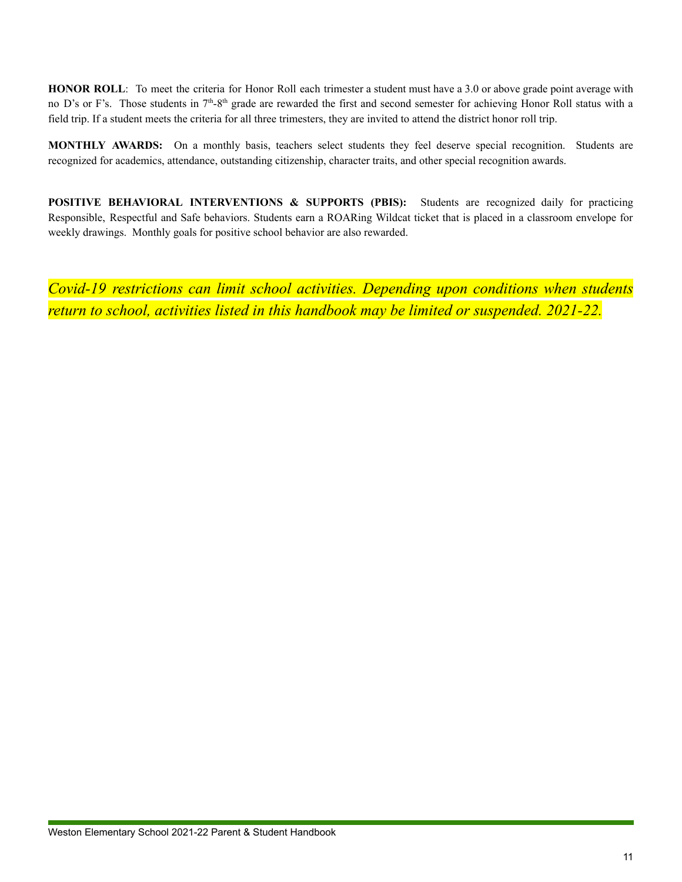**HONOR ROLL**: To meet the criteria for Honor Roll each trimester a student must have a 3.0 or above grade point average with no D's or F's. Those students in 7th-8th grade are rewarded the first and second semester for achieving Honor Roll status with a field trip. If a student meets the criteria for all three trimesters, they are invited to attend the district honor roll trip.

**MONTHLY AWARDS:** On a monthly basis, teachers select students they feel deserve special recognition. Students are recognized for academics, attendance, outstanding citizenship, character traits, and other special recognition awards.

**POSITIVE BEHAVIORAL INTERVENTIONS & SUPPORTS (PBIS):** Students are recognized daily for practicing Responsible, Respectful and Safe behaviors. Students earn a ROARing Wildcat ticket that is placed in a classroom envelope for weekly drawings. Monthly goals for positive school behavior are also rewarded.

*Covid-19 restrictions can limit school activities. Depending upon conditions when students return to school, activities listed in this handbook may be limited or suspended. 2021-22.*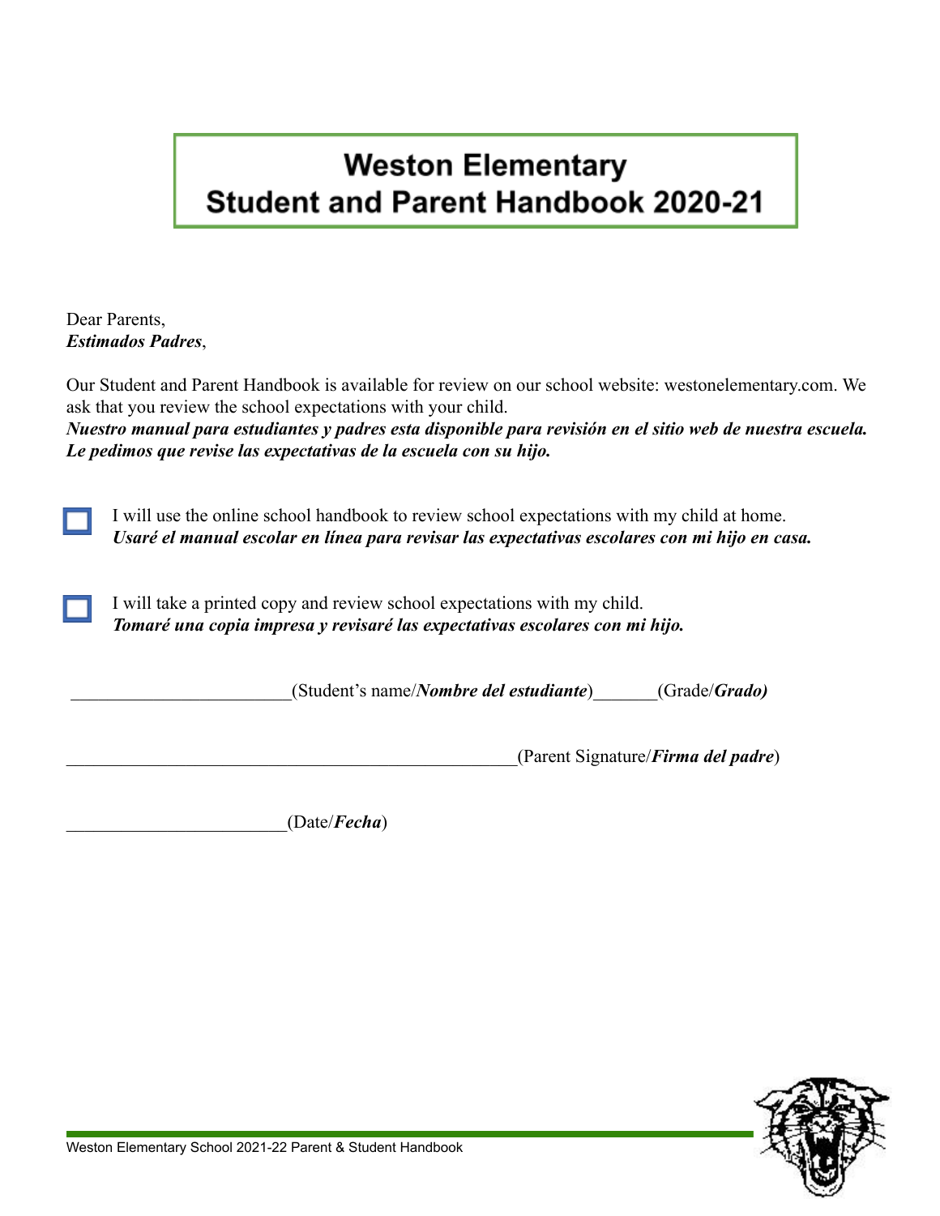# Weston Elementary
# Student and Parent Handbook 2020-21

Dear Parents,
***Estimados Padres***,

Our Student and Parent Handbook is available for review on our school website: westonelementary.com. We ask that you review the school expectations with your child.
***Nuestro manual para estudiantes y padres esta disponible para revisión en el sitio web de nuestra escuela. Le pedimos que revise las expectativas de la escuela con su hijo.***

☐ I will use the online school handbook to review school expectations with my child at home.
***Usaré el manual escolar en línea para revisar las expectativas escolares con mi hijo en casa.***

☐ I will take a printed copy and review school expectations with my child.
***Tomaré una copia impresa y revisaré las expectativas escolares con mi hijo.***

________________________(Student's name/***Nombre del estudiante***)_______(Grade/***Grado)***

__________________________________________________(Parent Signature/***Firma del padre***)

________________________(Date/***Fecha***)